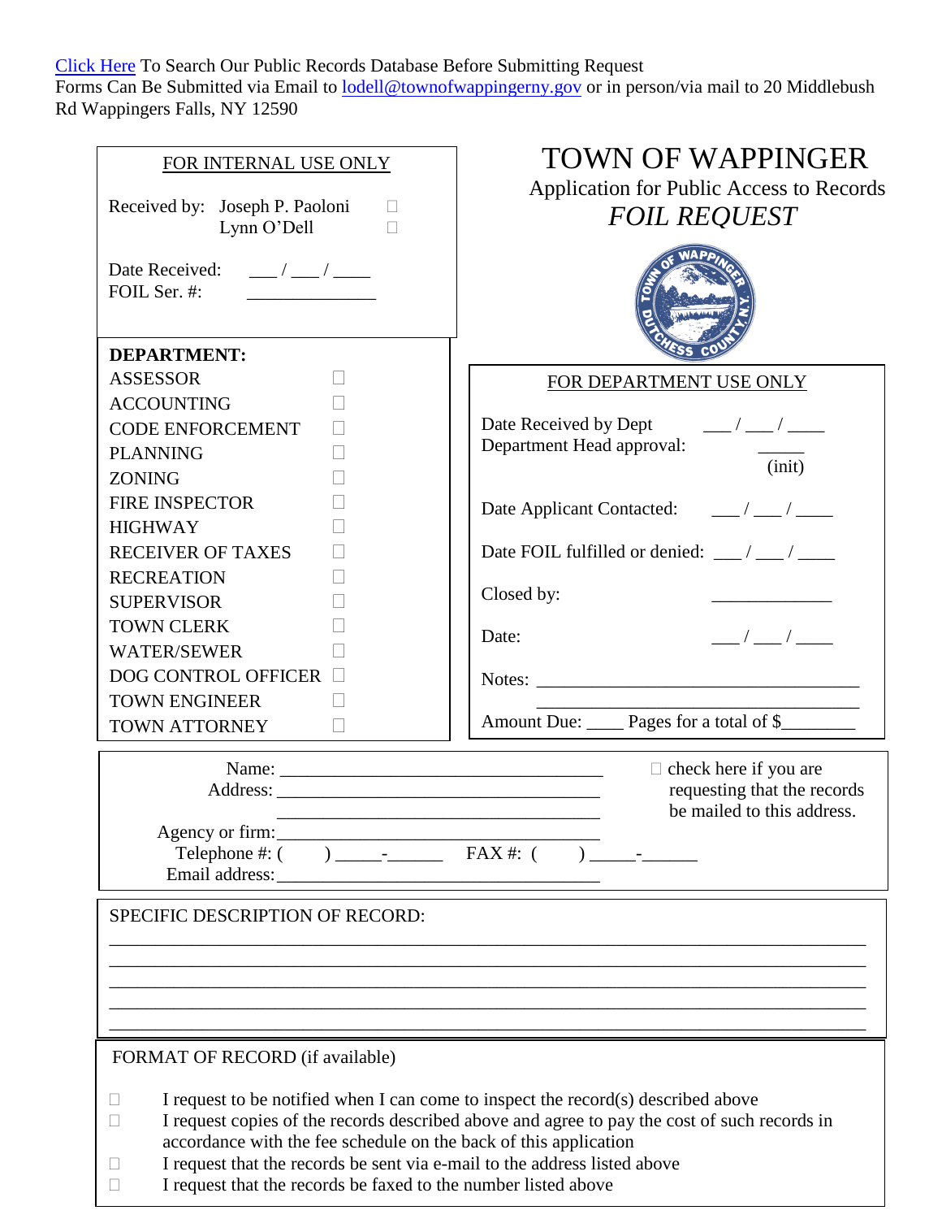[Click Here](#) To Search Our Public Records Database Before Submitting Request
Forms Can Be Submitted via Email to lodell@townofwappingerny.gov or in person/via mail to 20 Middlebush Rd Wappingers Falls, NY 12590

# TOWN OF WAPPINGER

## Application for Public Access to Records

## *FOIL REQUEST*

**FOR INTERNAL USE ONLY**

Received by: Joseph P. Paoloni ☐
Lynn O'Dell ☐

Date Received: ___ / ___ / ____
FOIL Ser. #: ______________

**DEPARTMENT:**

- ASSESSOR ☐
- ACCOUNTING ☐
- CODE ENFORCEMENT ☐
- PLANNING ☐
- ZONING ☐
- FIRE INSPECTOR ☐
- HIGHWAY ☐
- RECEIVER OF TAXES ☐
- RECREATION ☐
- SUPERVISOR ☐
- TOWN CLERK ☐
- WATER/SEWER ☐
- DOG CONTROL OFFICER ☐
- TOWN ENGINEER ☐
- TOWN ATTORNEY ☐

**FOR DEPARTMENT USE ONLY**

Date Received by Dept ___ / ___ / ____
Department Head approval: _____ (init)

Date Applicant Contacted: ___ / ___ / ____

Date FOIL fulfilled or denied: ___ / ___ / ____

Closed by: _____________

Date: ___ / ___ / ____

Notes: ____________________________________
____________________________________

Amount Due: ____ Pages for a total of $________

Name: ___________________________________
Address: ___________________________________
___________________________________
Agency or firm: ___________________________________
Telephone #: ( ) _____-______ FAX #: ( ) _____-______
Email address: ___________________________________

☐ check here if you are requesting that the records be mailed to this address.

SPECIFIC DESCRIPTION OF RECORD:

____________________________________________________________________________
____________________________________________________________________________
____________________________________________________________________________
____________________________________________________________________________
____________________________________________________________________________

FORMAT OF RECORD (if available)

☐ I request to be notified when I can come to inspect the record(s) described above
☐ I request copies of the records described above and agree to pay the cost of such records in accordance with the fee schedule on the back of this application
☐ I request that the records be sent via e-mail to the address listed above
☐ I request that the records be faxed to the number listed above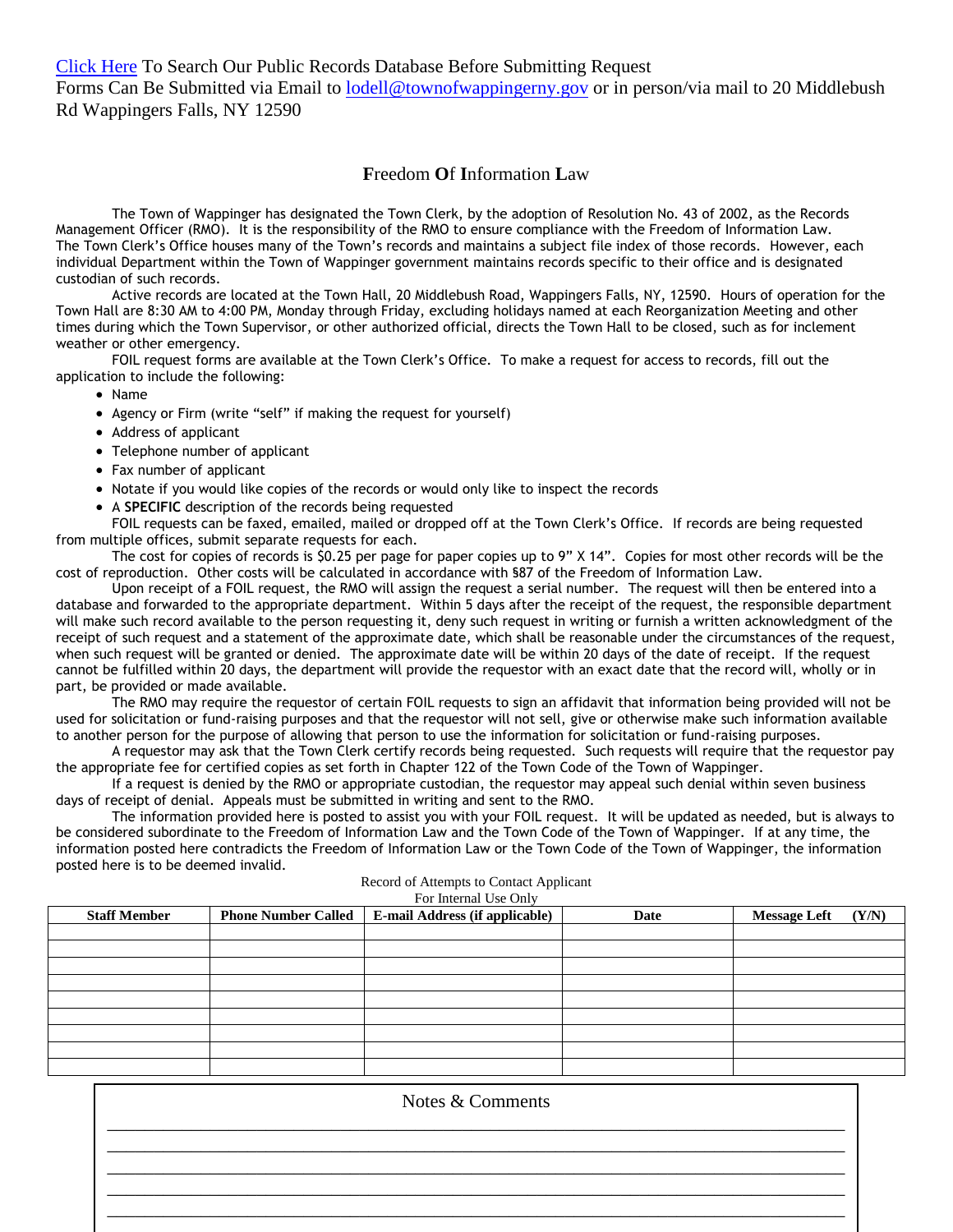[Click Here](#) To Search Our Public Records Database Before Submitting Request
Forms Can Be Submitted via Email to [lodell@townofwappingerny.gov](mailto:lodell@townofwappingerny.gov) or in person/via mail to 20 Middlebush Rd Wappingers Falls, NY 12590

## Freedom Of Information Law

The Town of Wappinger has designated the Town Clerk, by the adoption of Resolution No. 43 of 2002, as the Records Management Officer (RMO). It is the responsibility of the RMO to ensure compliance with the Freedom of Information Law. The Town Clerk's Office houses many of the Town's records and maintains a subject file index of those records. However, each individual Department within the Town of Wappinger government maintains records specific to their office and is designated custodian of such records.

Active records are located at the Town Hall, 20 Middlebush Road, Wappingers Falls, NY, 12590. Hours of operation for the Town Hall are 8:30 AM to 4:00 PM, Monday through Friday, excluding holidays named at each Reorganization Meeting and other times during which the Town Supervisor, or other authorized official, directs the Town Hall to be closed, such as for inclement weather or other emergency.

FOIL request forms are available at the Town Clerk's Office. To make a request for access to records, fill out the application to include the following:

- Name
- Agency or Firm (write "self" if making the request for yourself)
- Address of applicant
- Telephone number of applicant
- Fax number of applicant
- Notate if you would like copies of the records or would only like to inspect the records
- A **SPECIFIC** description of the records being requested

FOIL requests can be faxed, emailed, mailed or dropped off at the Town Clerk's Office. If records are being requested from multiple offices, submit separate requests for each.

The cost for copies of records is $0.25 per page for paper copies up to 9" X 14". Copies for most other records will be the cost of reproduction. Other costs will be calculated in accordance with §87 of the Freedom of Information Law.

Upon receipt of a FOIL request, the RMO will assign the request a serial number. The request will then be entered into a database and forwarded to the appropriate department. Within 5 days after the receipt of the request, the responsible department will make such record available to the person requesting it, deny such request in writing or furnish a written acknowledgment of the receipt of such request and a statement of the approximate date, which shall be reasonable under the circumstances of the request, when such request will be granted or denied. The approximate date will be within 20 days of the date of receipt. If the request cannot be fulfilled within 20 days, the department will provide the requestor with an exact date that the record will, wholly or in part, be provided or made available.

The RMO may require the requestor of certain FOIL requests to sign an affidavit that information being provided will not be used for solicitation or fund-raising purposes and that the requestor will not sell, give or otherwise make such information available to another person for the purpose of allowing that person to use the information for solicitation or fund-raising purposes.

A requestor may ask that the Town Clerk certify records being requested. Such requests will require that the requestor pay the appropriate fee for certified copies as set forth in Chapter 122 of the Town Code of the Town of Wappinger.

If a request is denied by the RMO or appropriate custodian, the requestor may appeal such denial within seven business days of receipt of denial. Appeals must be submitted in writing and sent to the RMO.

The information provided here is posted to assist you with your FOIL request. It will be updated as needed, but is always to be considered subordinate to the Freedom of Information Law and the Town Code of the Town of Wappinger. If at any time, the information posted here contradicts the Freedom of Information Law or the Town Code of the Town of Wappinger, the information posted here is to be deemed invalid.

Record of Attempts to Contact Applicant
For Internal Use Only

| Staff Member | Phone Number Called | E-mail Address (if applicable) | Date | Message Left (Y/N) |
|---|---|---|---|---|
| | | | | |
| | | | | |
| | | | | |
| | | | | |
| | | | | |
| | | | | |
| | | | | |
| | | | | |
| | | | | |

Notes & Comments

\_\_\_\_\_\_\_\_\_\_\_\_\_\_\_\_\_\_\_\_\_\_\_\_\_\_\_\_\_\_\_\_\_\_\_\_\_\_\_\_\_\_\_\_\_\_\_\_\_\_\_\_\_\_\_\_\_\_\_\_\_\_\_\_\_\_\_\_\_\_\_\_\_\_

\_\_\_\_\_\_\_\_\_\_\_\_\_\_\_\_\_\_\_\_\_\_\_\_\_\_\_\_\_\_\_\_\_\_\_\_\_\_\_\_\_\_\_\_\_\_\_\_\_\_\_\_\_\_\_\_\_\_\_\_\_\_\_\_\_\_\_\_\_\_\_\_\_\_

\_\_\_\_\_\_\_\_\_\_\_\_\_\_\_\_\_\_\_\_\_\_\_\_\_\_\_\_\_\_\_\_\_\_\_\_\_\_\_\_\_\_\_\_\_\_\_\_\_\_\_\_\_\_\_\_\_\_\_\_\_\_\_\_\_\_\_\_\_\_\_\_\_\_

\_\_\_\_\_\_\_\_\_\_\_\_\_\_\_\_\_\_\_\_\_\_\_\_\_\_\_\_\_\_\_\_\_\_\_\_\_\_\_\_\_\_\_\_\_\_\_\_\_\_\_\_\_\_\_\_\_\_\_\_\_\_\_\_\_\_\_\_\_\_\_\_\_\_

\_\_\_\_\_\_\_\_\_\_\_\_\_\_\_\_\_\_\_\_\_\_\_\_\_\_\_\_\_\_\_\_\_\_\_\_\_\_\_\_\_\_\_\_\_\_\_\_\_\_\_\_\_\_\_\_\_\_\_\_\_\_\_\_\_\_\_\_\_\_\_\_\_\_